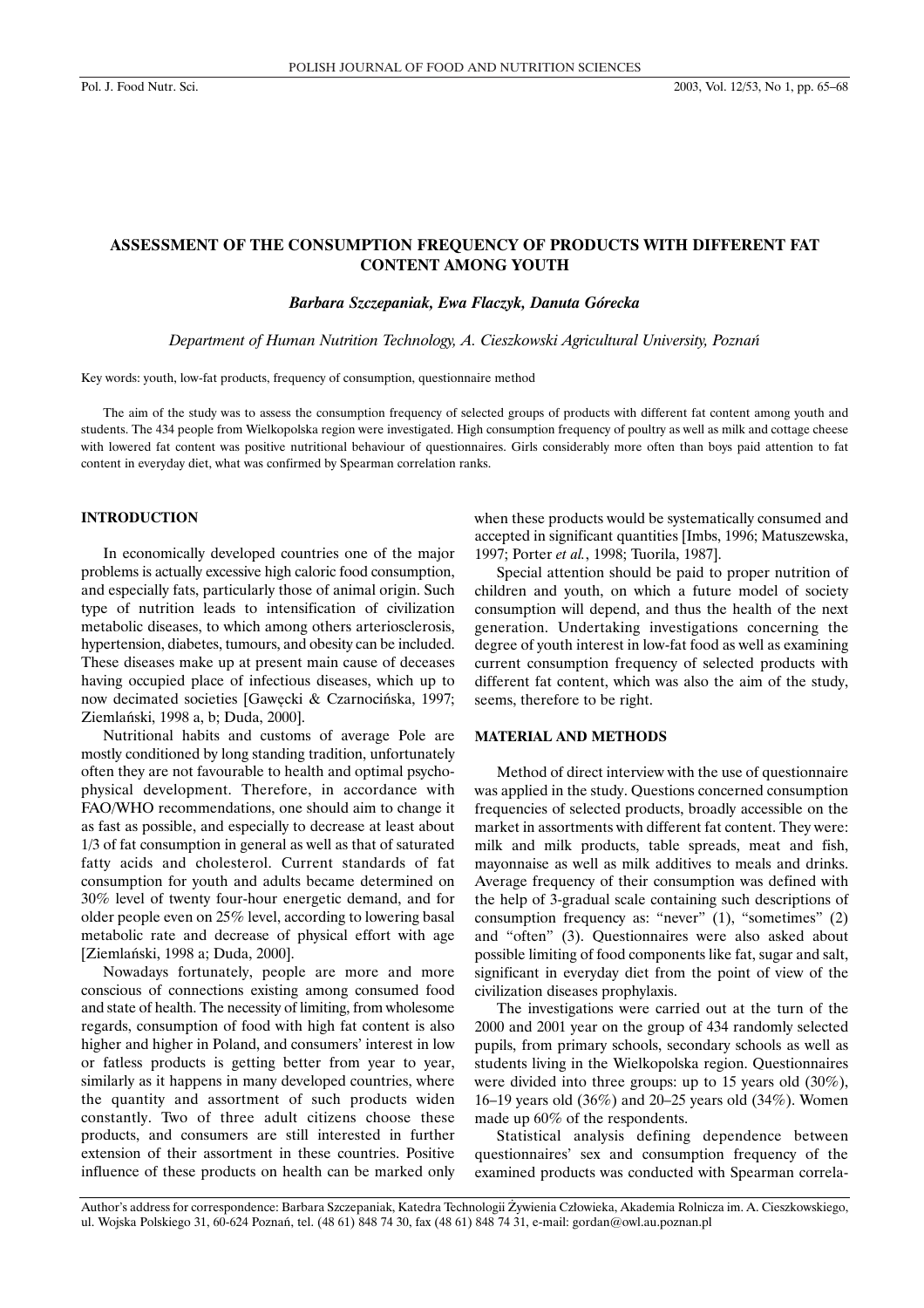# ASSESSMENT OF THE CONSUMPTION FREQUENCY OF PRODUCTS WITH DIFFERENT FAT CONTENT AMONG YOUTH

***Barbara Szczepaniak, Ewa Flaczyk, Danuta Górecka***

*Department of Human Nutrition Technology, A. Cieszkowski Agricultural University, Poznań*

Key words: youth, low-fat products, frequency of consumption, questionnaire method

The aim of the study was to assess the consumption frequency of selected groups of products with different fat content among youth and students. The 434 people from Wielkopolska region were investigated. High consumption frequency of poultry as well as milk and cottage cheese with lowered fat content was positive nutritional behaviour of questionnaires. Girls considerably more often than boys paid attention to fat content in everyday diet, what was confirmed by Spearman correlation ranks.

## INTRODUCTION

In economically developed countries one of the major problems is actually excessive high caloric food consumption, and especially fats, particularly those of animal origin. Such type of nutrition leads to intensification of civilization metabolic diseases, to which among others arteriosclerosis, hypertension, diabetes, tumours, and obesity can be included. These diseases make up at present main cause of deceases having occupied place of infectious diseases, which up to now decimated societies [Gawęcki & Czarnocińska, 1997; Ziemlański, 1998 a, b; Duda, 2000].

Nutritional habits and customs of average Pole are mostly conditioned by long standing tradition, unfortunately often they are not favourable to health and optimal psycho-physical development. Therefore, in accordance with FAO/WHO recommendations, one should aim to change it as fast as possible, and especially to decrease at least about 1/3 of fat consumption in general as well as that of saturated fatty acids and cholesterol. Current standards of fat consumption for youth and adults became determined on 30% level of twenty four-hour energetic demand, and for older people even on 25% level, according to lowering basal metabolic rate and decrease of physical effort with age [Ziemlański, 1998 a; Duda, 2000].

Nowadays fortunately, people are more and more conscious of connections existing among consumed food and state of health. The necessity of limiting, from wholesome regards, consumption of food with high fat content is also higher and higher in Poland, and consumers' interest in low or fatless products is getting better from year to year, similarly as it happens in many developed countries, where the quantity and assortment of such products widen constantly. Two of three adult citizens choose these products, and consumers are still interested in further extension of their assortment in these countries. Positive influence of these products on health can be marked only when these products would be systematically consumed and accepted in significant quantities [Imbs, 1996; Matuszewska, 1997; Porter *et al.*, 1998; Tuorila, 1987].

Special attention should be paid to proper nutrition of children and youth, on which a future model of society consumption will depend, and thus the health of the next generation. Undertaking investigations concerning the degree of youth interest in low-fat food as well as examining current consumption frequency of selected products with different fat content, which was also the aim of the study, seems, therefore to be right.

## MATERIAL AND METHODS

Method of direct interview with the use of questionnaire was applied in the study. Questions concerned consumption frequencies of selected products, broadly accessible on the market in assortments with different fat content. They were: milk and milk products, table spreads, meat and fish, mayonnaise as well as milk additives to meals and drinks. Average frequency of their consumption was defined with the help of 3-gradual scale containing such descriptions of consumption frequency as: "never" (1), "sometimes" (2) and "often" (3). Questionnaires were also asked about possible limiting of food components like fat, sugar and salt, significant in everyday diet from the point of view of the civilization diseases prophylaxis.

The investigations were carried out at the turn of the 2000 and 2001 year on the group of 434 randomly selected pupils, from primary schools, secondary schools as well as students living in the Wielkopolska region. Questionnaires were divided into three groups: up to 15 years old (30%), 16–19 years old (36%) and 20–25 years old (34%). Women made up 60% of the respondents.

Statistical analysis defining dependence between questionnaires' sex and consumption frequency of the examined products was conducted with Spearman correla-

Author's address for correspondence: Barbara Szczepaniak, Katedra Technologii Żywienia Człowieka, Akademia Rolnicza im. A. Cieszkowskiego, ul. Wojska Polskiego 31, 60-624 Poznań, tel. (48 61) 848 74 30, fax (48 61) 848 74 31, e-mail: gordan@owl.au.poznan.pl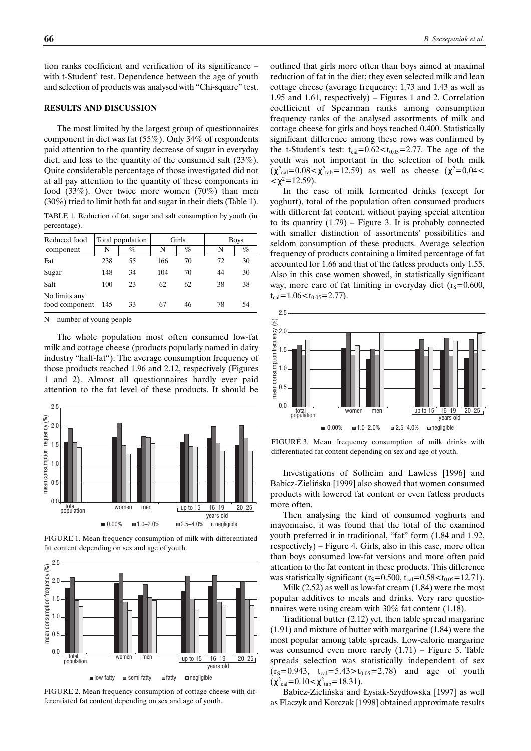tion ranks coefficient and verification of its significance – with t-Student' test. Dependence between the age of youth and selection of products was analysed with "Chi-square" test.

## RESULTS AND DISCUSSION

The most limited by the largest group of questionnaires component in diet was fat (55%). Only 34% of respondents paid attention to the quantity decrease of sugar in everyday diet, and less to the quantity of the consumed salt (23%). Quite considerable percentage of those investigated did not at all pay attention to the quantity of these components in food (33%). Over twice more women (70%) than men (30%) tried to limit both fat and sugar in their diets (Table 1).

TABLE 1. Reduction of fat, sugar and salt consumption by youth (in percentage).

| Reduced food component | Total population | | Girls | | Boys | |
|---|---|---|---|---|---|---|
| | N | % | N | % | N | % |
| Fat | 238 | 55 | 166 | 70 | 72 | 30 |
| Sugar | 148 | 34 | 104 | 70 | 44 | 30 |
| Salt | 100 | 23 | 62 | 62 | 38 | 38 |
| No limits any food component | 145 | 33 | 67 | 46 | 78 | 54 |

N – number of young people

The whole population most often consumed low-fat milk and cottage cheese (products popularly named in dairy industry "half-fat"). The average consumption frequency of those products reached 1.96 and 2.12, respectively (Figures 1 and 2). Almost all questionnaires hardly ever paid attention to the fat level of these products. It should be outlined that girls more often than boys aimed at maximal reduction of fat in the diet; they even selected milk and lean cottage cheese (average frequency: 1.73 and 1.43 as well as 1.95 and 1.61, respectively) – Figures 1 and 2. Correlation coefficient of Spearman ranks among consumption frequency ranks of the analysed assortments of milk and cottage cheese for girls and boys reached 0.400. Statistically significant difference among these rows was confirmed by the t-Student's test: $t_{cal}=0.62<t_{0.05}=2.77$. The age of the youth was not important in the selection of both milk ($\chi^2_{cal}=0.08<\chi^2_{tab}=12.59$) as well as cheese ($\chi^2=0.04<$ $<\chi^2=12.59$).

FIGURE 1. Mean frequency consumption of milk with differentiated fat content depending on sex and age of youth.

FIGURE 2. Mean frequency consumption of cottage cheese with differentiated fat content depending on sex and age of youth.

In the case of milk fermented drinks (except for yoghurt), total of the population often consumed products with different fat content, without paying special attention to its quantity (1.79) – Figure 3. It is probably connected with smaller distinction of assortments' possibilities and seldom consumption of these products. Average selection frequency of products containing a limited percentage of fat accounted for 1.66 and that of the fatless products only 1.55. Also in this case women showed, in statistically significant way, more care of fat limiting in everyday diet ($r_S=0.600$, $t_{cal}=1.06<t_{0.05}=2.77$).

FIGURE 3. Mean frequency consumption of milk drinks with differentiated fat content depending on sex and age of youth.

Investigations of Solheim and Lawless [1996] and Babicz-Zielińska [1999] also showed that women consumed products with lowered fat content or even fatless products more often.

Then analysing the kind of consumed yoghurts and mayonnaise, it was found that the total of the examined youth preferred it in traditional, "fat" form (1.84 and 1.92, respectively) – Figure 4. Girls, also in this case, more often than boys consumed low-fat versions and more often paid attention to the fat content in these products. This difference was statistically significant ($r_S=0.500$, $t_{cal}=0.58<t_{0.05}=12.71$).

Milk (2.52) as well as low-fat cream (1.84) were the most popular additives to meals and drinks. Very rare questionnaires were using cream with 30% fat content (1.18).

Traditional butter (2.12) yet, then table spread margarine (1.91) and mixture of butter with margarine (1.84) were the most popular among table spreads. Low-calorie margarine was consumed even more rarely (1.71) – Figure 5. Table spreads selection was statistically independent of sex ($r_S=0.943$, $t_{cal}=5.43>t_{0.05}=2.78$) and age of youth ($\chi^2_{cal}=0.10<\chi^2_{tab}=18.31$).

Babicz-Zielińska and Łysiak-Szydłowska [1997] as well as Flaczyk and Korczak [1998] obtained approximate results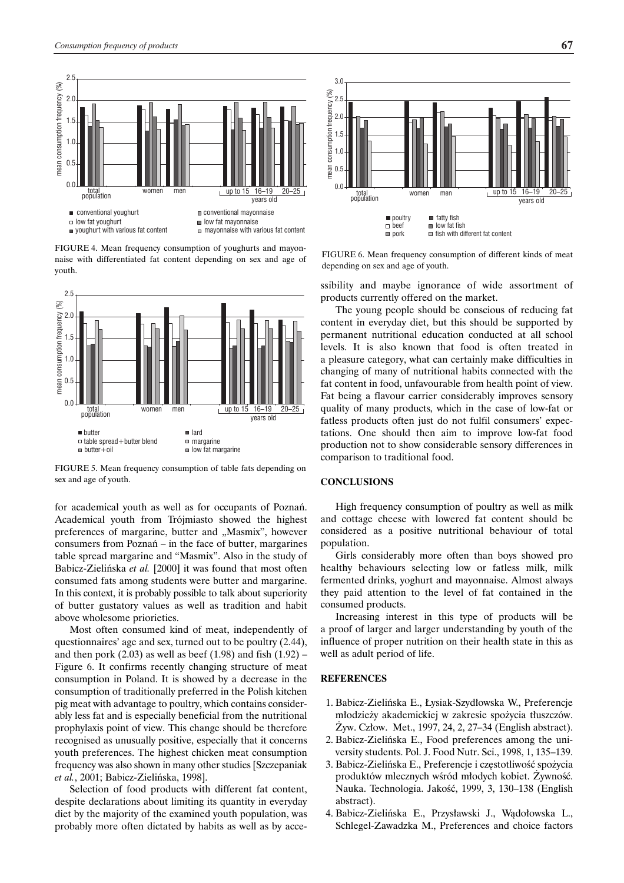FIGURE 4. Mean frequency consumption of youghurts and mayonnaise with differentiated fat content depending on sex and age of youth.

FIGURE 5. Mean frequency consumption of table fats depending on sex and age of youth.

for academical youth as well as for occupants of Poznań. Academical youth from Trójmiasto showed the highest preferences of margarine, butter and „Masmix", however consumers from Poznań – in the face of butter, margarines table spread margarine and "Masmix". Also in the study of Babicz-Zielińska *et al.* [2000] it was found that most often consumed fats among students were butter and margarine. In this context, it is probably possible to talk about superiority of butter gustatory values as well as tradition and habit above wholesome priorieties.

Most often consumed kind of meat, independently of questionnaires' age and sex, turned out to be poultry (2.44), and then pork (2.03) as well as beef (1.98) and fish (1.92) – Figure 6. It confirms recently changing structure of meat consumption in Poland. It is showed by a decrease in the consumption of traditionally preferred in the Polish kitchen pig meat with advantage to poultry, which contains considerably less fat and is especially beneficial from the nutritional prophylaxis point of view. This change should be therefore recognised as unusually positive, especially that it concerns youth preferences. The highest chicken meat consumption frequency was also shown in many other studies [Szczepaniak *et al.*, 2001; Babicz-Zielińska, 1998].

Selection of food products with different fat content, despite declarations about limiting its quantity in everyday diet by the majority of the examined youth population, was probably more often dictated by habits as well as by accessibility and maybe ignorance of wide assortment of products currently offered on the market.

FIGURE 6. Mean frequency consumption of different kinds of meat depending on sex and age of youth.

The young people should be conscious of reducing fat content in everyday diet, but this should be supported by permanent nutritional education conducted at all school levels. It is also known that food is often treated in a pleasure category, what can certainly make difficulties in changing of many of nutritional habits connected with the fat content in food, unfavourable from health point of view. Fat being a flavour carrier considerably improves sensory quality of many products, which in the case of low-fat or fatless products often just do not fulfil consumers' expectations. One should then aim to improve low-fat food production not to show considerable sensory differences in comparison to traditional food.

## CONCLUSIONS

High frequency consumption of poultry as well as milk and cottage cheese with lowered fat content should be considered as a positive nutritional behaviour of total population.

Girls considerably more often than boys showed pro healthy behaviours selecting low or fatless milk, milk fermented drinks, yoghurt and mayonnaise. Almost always they paid attention to the level of fat contained in the consumed products.

Increasing interest in this type of products will be a proof of larger and larger understanding by youth of the influence of proper nutrition on their health state in this as well as adult period of life.

## REFERENCES

1. Babicz-Zielińska E., Łysiak-Szydłowska W., Preferencje młodzieży akademickiej w zakresie spożycia tłuszczów. Żyw. Człow. Met., 1997, 24, 2, 27–34 (English abstract).
2. Babicz-Zielińska E., Food preferences among the university students. Pol. J. Food Nutr. Sci., 1998, 1, 135–139.
3. Babicz-Zielińska E., Preferencje i częstotliwość spożycia produktów mlecznych wśród młodych kobiet. Żywność. Nauka. Technologia. Jakość, 1999, 3, 130–138 (English abstract).
4. Babicz-Zielińska E., Przysławski J., Wądołowska L., Schlegel-Zawadzka M., Preferences and choice factors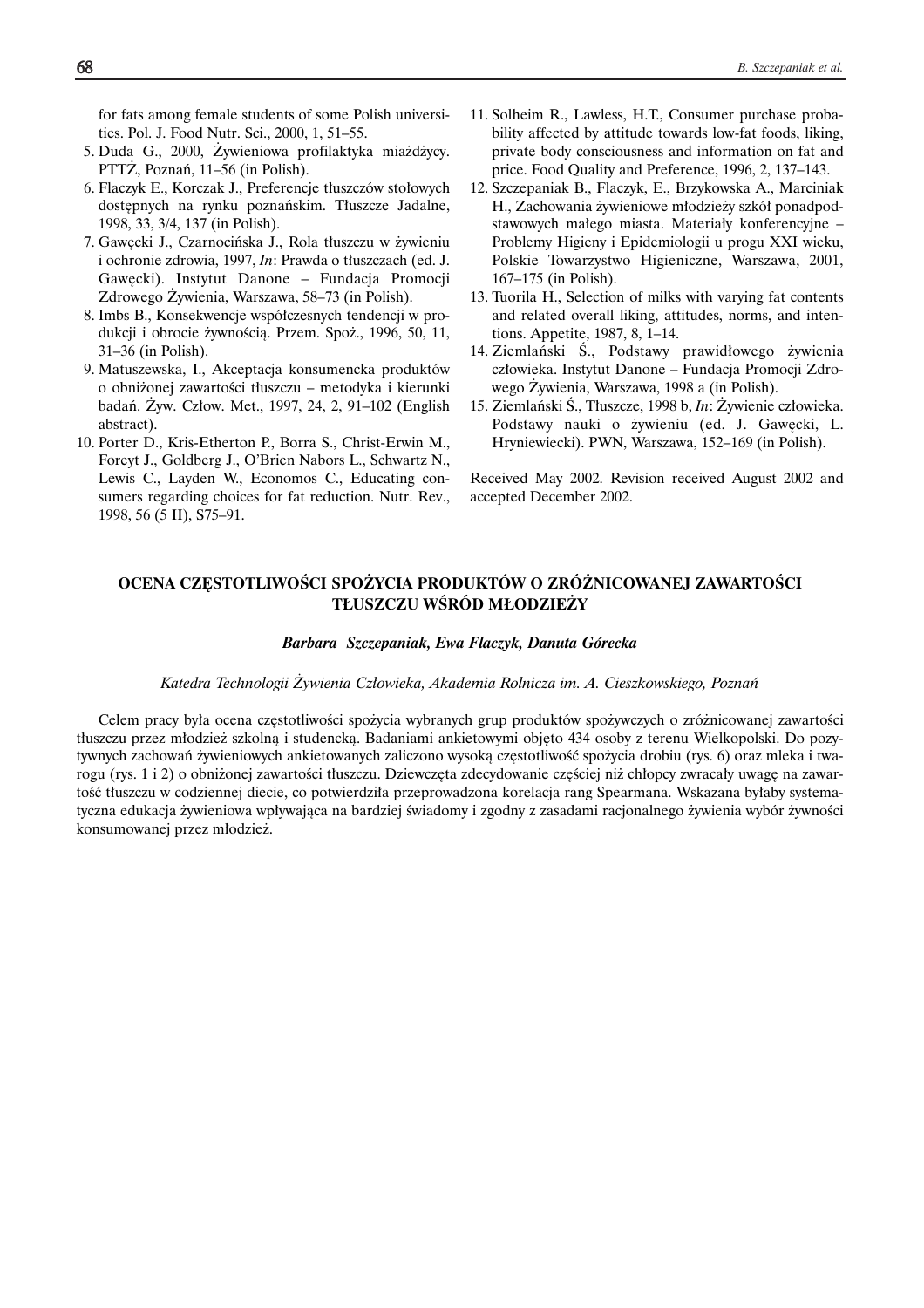for fats among female students of some Polish universities. Pol. J. Food Nutr. Sci., 2000, 1, 51–55.

5. Duda G., 2000, Żywieniowa profilaktyka miażdżycy. PTTŻ, Poznań, 11–56 (in Polish).
6. Flaczyk E., Korczak J., Preferencje tłuszczów stołowych dostępnych na rynku poznańskim. Tłuszcze Jadalne, 1998, 33, 3/4, 137 (in Polish).
7. Gawęcki J., Czarnocińska J., Rola tłuszczu w żywieniu i ochronie zdrowia, 1997, *In*: Prawda o tłuszczach (ed. J. Gawęcki). Instytut Danone – Fundacja Promocji Zdrowego Żywienia, Warszawa, 58–73 (in Polish).
8. Imbs B., Konsekwencje współczesnych tendencji w produkcji i obrocie żywnością. Przem. Spoż., 1996, 50, 11, 31–36 (in Polish).
9. Matuszewska, I., Akceptacja konsumencka produktów o obniżonej zawartości tłuszczu – metodyka i kierunki badań. Żyw. Człow. Met., 1997, 24, 2, 91–102 (English abstract).
10. Porter D., Kris-Etherton P., Borra S., Christ-Erwin M., Foreyt J., Goldberg J., O'Brien Nabors L., Schwartz N., Lewis C., Layden W., Economos C., Educating consumers regarding choices for fat reduction. Nutr. Rev., 1998, 56 (5 II), S75–91.
11. Solheim R., Lawless, H.T., Consumer purchase probability affected by attitude towards low-fat foods, liking, private body consciousness and information on fat and price. Food Quality and Preference, 1996, 2, 137–143.
12. Szczepaniak B., Flaczyk, E., Brzykowska A., Marciniak H., Zachowania żywieniowe młodzieży szkół ponadpodstawowych małego miasta. Materiały konferencyjne – Problemy Higieny i Epidemiologii u progu XXI wieku, Polskie Towarzystwo Higieniczne, Warszawa, 2001, 167–175 (in Polish).
13. Tuorila H., Selection of milks with varying fat contents and related overall liking, attitudes, norms, and intentions. Appetite, 1987, 8, 1–14.
14. Ziemlański Ś., Podstawy prawidłowego żywienia człowieka. Instytut Danone – Fundacja Promocji Zdrowego Żywienia, Warszawa, 1998 a (in Polish).
15. Ziemlański Ś., Tłuszcze, 1998 b, *In*: Żywienie człowieka. Podstawy nauki o żywieniu (ed. J. Gawęcki, L. Hryniewiecki). PWN, Warszawa, 152–169 (in Polish).

Received May 2002. Revision received August 2002 and accepted December 2002.

## OCENA CZĘSTOTLIWOŚCI SPOŻYCIA PRODUKTÓW O ZRÓŻNICOWANEJ ZAWARTOŚCI TŁUSZCZU WŚRÓD MŁODZIEŻY

***Barbara Szczepaniak, Ewa Flaczyk, Danuta Górecka***

*Katedra Technologii Żywienia Człowieka, Akademia Rolnicza im. A. Cieszkowskiego, Poznań*

Celem pracy była ocena częstotliwości spożycia wybranych grup produktów spożywczych o zróżnicowanej zawartości tłuszczu przez młodzież szkolną i studencką. Badaniami ankietowymi objęto 434 osoby z terenu Wielkopolski. Do pozytywnych zachowań żywieniowych ankietowanych zaliczono wysoką częstotliwość spożycia drobiu (rys. 6) oraz mleka i twarogu (rys. 1 i 2) o obniżonej zawartości tłuszczu. Dziewczęta zdecydowanie częściej niż chłopcy zwracały uwagę na zawartość tłuszczu w codziennej diecie, co potwierdziła przeprowadzona korelacja rang Spearmana. Wskazana byłaby systematyczna edukacja żywieniowa wpływająca na bardziej świadomy i zgodny z zasadami racjonalnego żywienia wybór żywności konsumowanej przez młodzież.